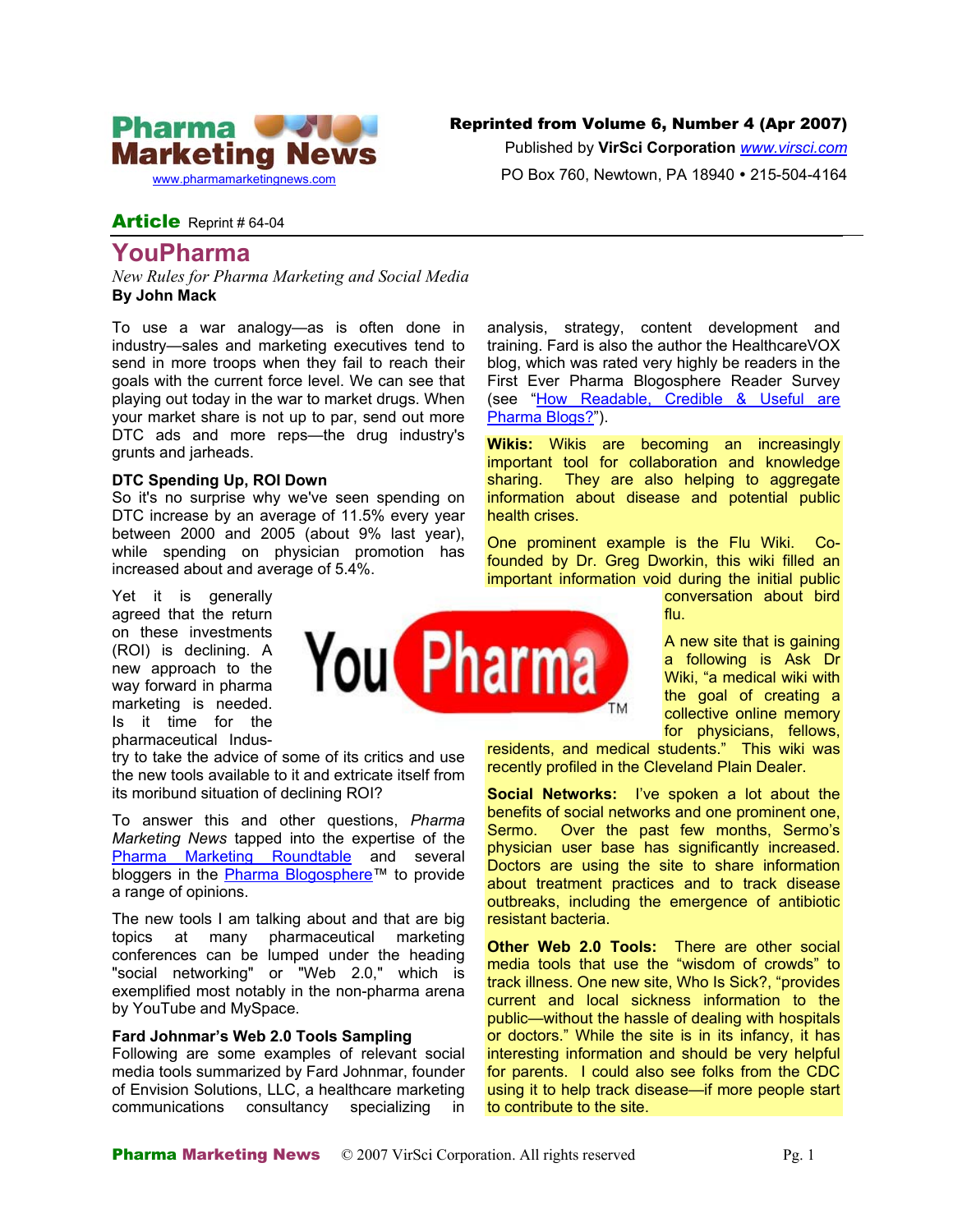Reprinted from Volume 6, Number 4 (Apr 2007)

Published by **VirSci Corporation** [www.virsci.com](http://www.virsci.com)

PO Box 760, Newtown, PA 18940 • 215-504-4164

**Article** Reprint # 64-04

# YouPharma

*New Rules for Pharma Marketing and Social Media*

**By John Mack**

To use a war analogy—as is often done in industry—sales and marketing executives tend to send in more troops when they fail to reach their goals with the current force level. We can see that playing out today in the war to market drugs. When your market share is not up to par, send out more DTC ads and more reps—the drug industry's grunts and jarheads.

### DTC Spending Up, ROI Down

So it's no surprise why we've seen spending on DTC increase by an average of 11.5% every year between 2000 and 2005 (about 9% last year), while spending on physician promotion has increased about and average of 5.4%.

Yet it is generally agreed that the return on these investments (ROI) is declining. A new approach to the way forward in pharma marketing is needed. Is it time for the pharmaceutical Industry to take the advice of some of its critics and use the new tools available to it and extricate itself from its moribund situation of declining ROI?

To answer this and other questions, *Pharma Marketing News* tapped into the expertise of the Pharma Marketing Roundtable and several bloggers in the Pharma Blogosphere™ to provide a range of opinions.

The new tools I am talking about and that are big topics at many pharmaceutical marketing conferences can be lumped under the heading "social networking" or "Web 2.0," which is exemplified most notably in the non-pharma arena by YouTube and MySpace.

### Fard Johnmar's Web 2.0 Tools Sampling

Following are some examples of relevant social media tools summarized by Fard Johnmar, founder of Envision Solutions, LLC, a healthcare marketing communications consultancy specializing in analysis, strategy, content development and training. Fard is also the author the HealthcareVOX blog, which was rated very highly be readers in the First Ever Pharma Blogosphere Reader Survey (see "How Readable, Credible & Useful are Pharma Blogs?").

**Wikis:** Wikis are becoming an increasingly important tool for collaboration and knowledge sharing. They are also helping to aggregate information about disease and potential public health crises.

One prominent example is the Flu Wiki. Co-founded by Dr. Greg Dworkin, this wiki filled an important information void during the initial public conversation about bird flu.

A new site that is gaining a following is Ask Dr Wiki, "a medical wiki with the goal of creating a collective online memory for physicians, fellows, residents, and medical students." This wiki was recently profiled in the Cleveland Plain Dealer.

**Social Networks:** I've spoken a lot about the benefits of social networks and one prominent one, Sermo. Over the past few months, Sermo's physician user base has significantly increased. Doctors are using the site to share information about treatment practices and to track disease outbreaks, including the emergence of antibiotic resistant bacteria.

**Other Web 2.0 Tools:** There are other social media tools that use the "wisdom of crowds" to track illness. One new site, Who Is Sick?, "provides current and local sickness information to the public—without the hassle of dealing with hospitals or doctors." While the site is in its infancy, it has interesting information and should be very helpful for parents. I could also see folks from the CDC using it to help track disease—if more people start to contribute to the site.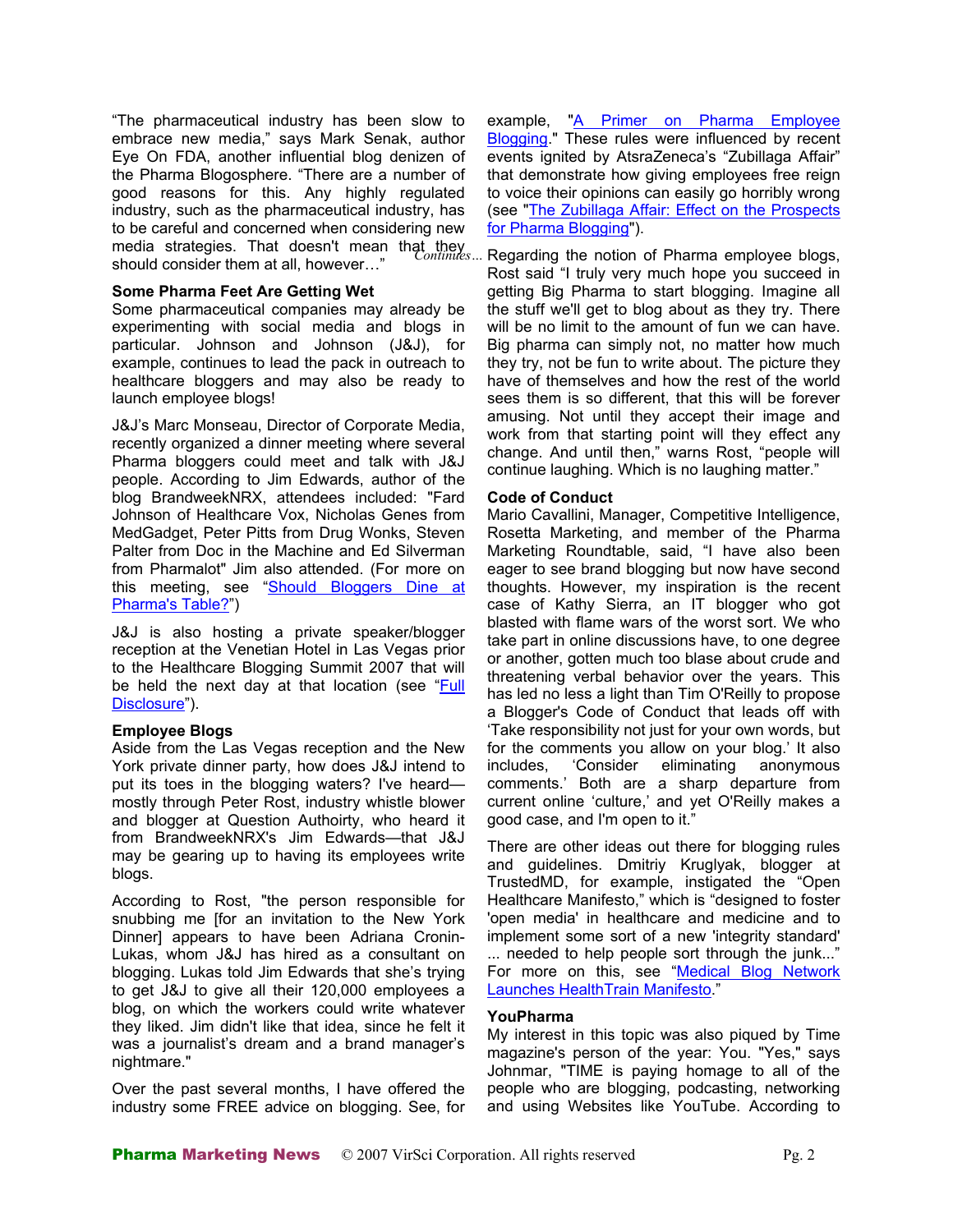"The pharmaceutical industry has been slow to embrace new media," says Mark Senak, author Eye On FDA, another influential blog denizen of the Pharma Blogosphere. "There are a number of good reasons for this. Any highly regulated industry, such as the pharmaceutical industry, has to be careful and concerned when considering new media strategies. That doesn't mean that they should consider them at all, however…"

### Some Pharma Feet Are Getting Wet

Some pharmaceutical companies may already be experimenting with social media and blogs in particular. Johnson and Johnson (J&J), for example, continues to lead the pack in outreach to healthcare bloggers and may also be ready to launch employee blogs!

J&J's Marc Monseau, Director of Corporate Media, recently organized a dinner meeting where several Pharma bloggers could meet and talk with J&J people. According to Jim Edwards, author of the blog BrandweekNRX, attendees included: "Fard Johnson of Healthcare Vox, Nicholas Genes from MedGadget, Peter Pitts from Drug Wonks, Steven Palter from Doc in the Machine and Ed Silverman from Pharmalot" Jim also attended. (For more on this meeting, see "Should Bloggers Dine at Pharma's Table?")

J&J is also hosting a private speaker/blogger reception at the Venetian Hotel in Las Vegas prior to the Healthcare Blogging Summit 2007 that will be held the next day at that location (see "Full Disclosure").

### Employee Blogs

Aside from the Las Vegas reception and the New York private dinner party, how does J&J intend to put its toes in the blogging waters? I've heard—mostly through Peter Rost, industry whistle blower and blogger at Question Authoirty, who heard it from BrandweekNRX's Jim Edwards—that J&J may be gearing up to having its employees write blogs.

According to Rost, "the person responsible for snubbing me [for an invitation to the New York Dinner] appears to have been Adriana Cronin-Lukas, whom J&J has hired as a consultant on blogging. Lukas told Jim Edwards that she's trying to get J&J to give all their 120,000 employees a blog, on which the workers could write whatever they liked. Jim didn't like that idea, since he felt it was a journalist's dream and a brand manager's nightmare."

Over the past several months, I have offered the industry some FREE advice on blogging. See, for example, "A Primer on Pharma Employee Blogging." These rules were influenced by recent events ignited by AtsraZeneca's "Zubillaga Affair" that demonstrate how giving employees free reign to voice their opinions can easily go horribly wrong (see "The Zubillaga Affair: Effect on the Prospects for Pharma Blogging").

Regarding the notion of Pharma employee blogs, Rost said "I truly very much hope you succeed in getting Big Pharma to start blogging. Imagine all the stuff we'll get to blog about as they try. There will be no limit to the amount of fun we can have. Big pharma can simply not, no matter how much they try, not be fun to write about. The picture they have of themselves and how the rest of the world sees them is so different, that this will be forever amusing. Not until they accept their image and work from that starting point will they effect any change. And until then," warns Rost, "people will continue laughing. Which is no laughing matter."

### Code of Conduct

Mario Cavallini, Manager, Competitive Intelligence, Rosetta Marketing, and member of the Pharma Marketing Roundtable, said, "I have also been eager to see brand blogging but now have second thoughts. However, my inspiration is the recent case of Kathy Sierra, an IT blogger who got blasted with flame wars of the worst sort. We who take part in online discussions have, to one degree or another, gotten much too blase about crude and threatening verbal behavior over the years. This has led no less a light than Tim O'Reilly to propose a Blogger's Code of Conduct that leads off with 'Take responsibility not just for your own words, but for the comments you allow on your blog.' It also includes, 'Consider eliminating anonymous comments.' Both are a sharp departure from current online 'culture,' and yet O'Reilly makes a good case, and I'm open to it."

There are other ideas out there for blogging rules and guidelines. Dmitriy Kruglyak, blogger at TrustedMD, for example, instigated the "Open Healthcare Manifesto," which is "designed to foster 'open media' in healthcare and medicine and to implement some sort of a new 'integrity standard' ... needed to help people sort through the junk..." For more on this, see "Medical Blog Network Launches HealthTrain Manifesto."

### YouPharma

My interest in this topic was also piqued by Time magazine's person of the year: You. "Yes," says Johnmar, "TIME is paying homage to all of the people who are blogging, podcasting, networking and using Websites like YouTube. According to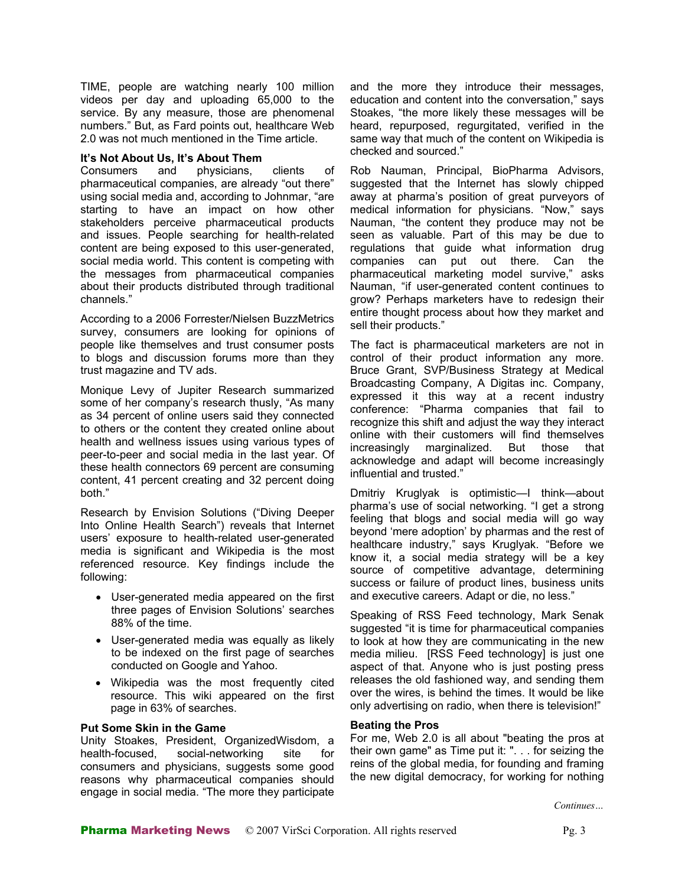TIME, people are watching nearly 100 million videos per day and uploading 65,000 to the service. By any measure, those are phenomenal numbers." But, as Fard points out, healthcare Web 2.0 was not much mentioned in the Time article.

**It's Not About Us, It's About Them**

Consumers and physicians, clients of pharmaceutical companies, are already "out there" using social media and, according to Johnmar, "are starting to have an impact on how other stakeholders perceive pharmaceutical products and issues. People searching for health-related content are being exposed to this user-generated, social media world. This content is competing with the messages from pharmaceutical companies about their products distributed through traditional channels."

According to a 2006 Forrester/Nielsen BuzzMetrics survey, consumers are looking for opinions of people like themselves and trust consumer posts to blogs and discussion forums more than they trust magazine and TV ads.

Monique Levy of Jupiter Research summarized some of her company's research thusly, "As many as 34 percent of online users said they connected to others or the content they created online about health and wellness issues using various types of peer-to-peer and social media in the last year. Of these health connectors 69 percent are consuming content, 41 percent creating and 32 percent doing both."

Research by Envision Solutions ("Diving Deeper Into Online Health Search") reveals that Internet users' exposure to health-related user-generated media is significant and Wikipedia is the most referenced resource. Key findings include the following:

- User-generated media appeared on the first three pages of Envision Solutions' searches 88% of the time.
- User-generated media was equally as likely to be indexed on the first page of searches conducted on Google and Yahoo.
- Wikipedia was the most frequently cited resource. This wiki appeared on the first page in 63% of searches.

**Put Some Skin in the Game**

Unity Stoakes, President, OrganizedWisdom, a health-focused, social-networking site for consumers and physicians, suggests some good reasons why pharmaceutical companies should engage in social media. "The more they participate and the more they introduce their messages, education and content into the conversation," says Stoakes, "the more likely these messages will be heard, repurposed, regurgitated, verified in the same way that much of the content on Wikipedia is checked and sourced."

Rob Nauman, Principal, BioPharma Advisors, suggested that the Internet has slowly chipped away at pharma's position of great purveyors of medical information for physicians. "Now," says Nauman, "the content they produce may not be seen as valuable. Part of this may be due to regulations that guide what information drug companies can put out there. Can the pharmaceutical marketing model survive," asks Nauman, "if user-generated content continues to grow? Perhaps marketers have to redesign their entire thought process about how they market and sell their products."

The fact is pharmaceutical marketers are not in control of their product information any more. Bruce Grant, SVP/Business Strategy at Medical Broadcasting Company, A Digitas inc. Company, expressed it this way at a recent industry conference: "Pharma companies that fail to recognize this shift and adjust the way they interact online with their customers will find themselves increasingly marginalized. But those that acknowledge and adapt will become increasingly influential and trusted."

Dmitriy Kruglyak is optimistic—I think—about pharma's use of social networking. "I get a strong feeling that blogs and social media will go way beyond 'mere adoption' by pharmas and the rest of healthcare industry," says Kruglyak. "Before we know it, a social media strategy will be a key source of competitive advantage, determining success or failure of product lines, business units and executive careers. Adapt or die, no less."

Speaking of RSS Feed technology, Mark Senak suggested "it is time for pharmaceutical companies to look at how they are communicating in the new media milieu. [RSS Feed technology] is just one aspect of that. Anyone who is just posting press releases the old fashioned way, and sending them over the wires, is behind the times. It would be like only advertising on radio, when there is television!"

**Beating the Pros**

For me, Web 2.0 is all about "beating the pros at their own game" as Time put it: ". . . for seizing the reins of the global media, for founding and framing the new digital democracy, for working for nothing

*Continues…*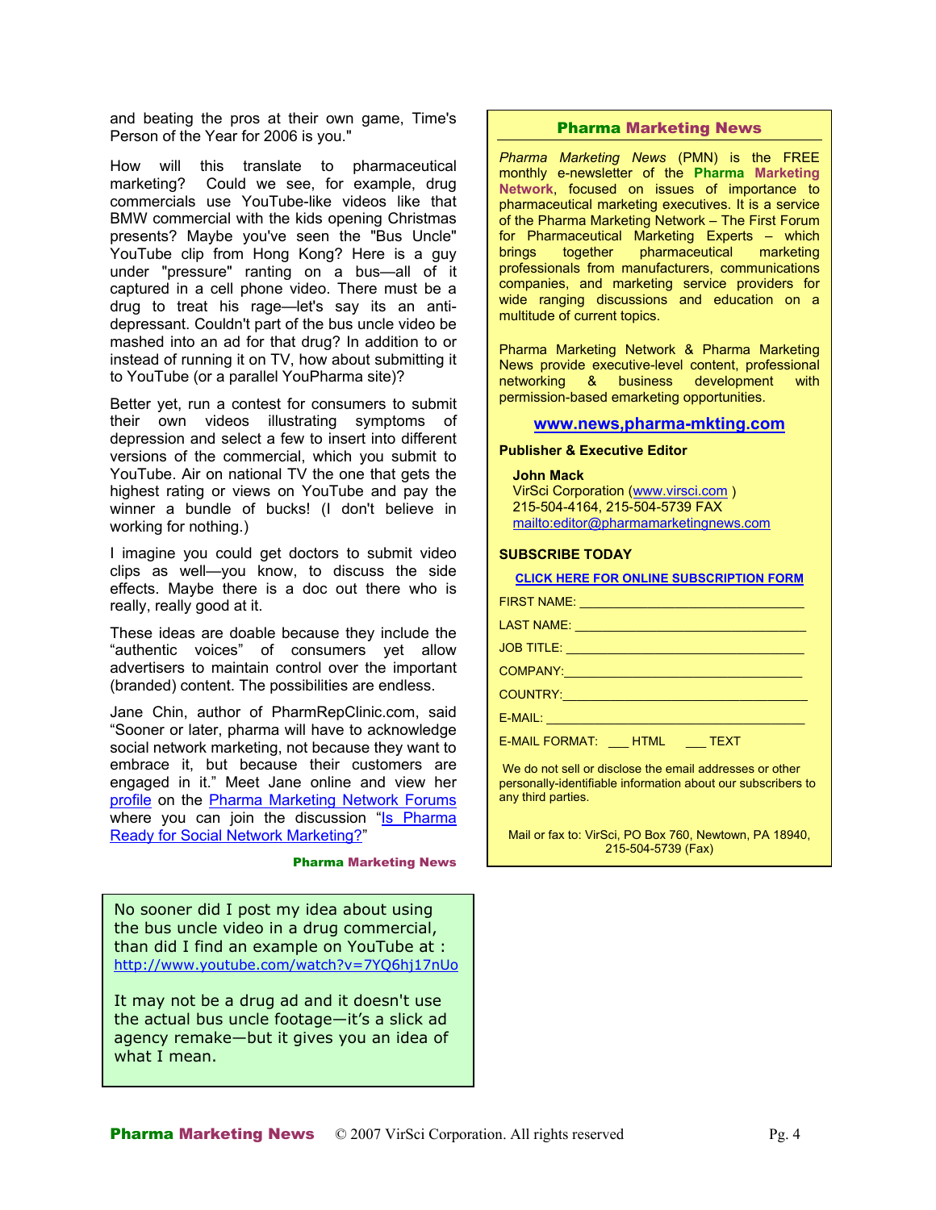and beating the pros at their own game, Time's Person of the Year for 2006 is you."

How will this translate to pharmaceutical marketing? Could we see, for example, drug commercials use YouTube-like videos like that BMW commercial with the kids opening Christmas presents? Maybe you've seen the "Bus Uncle" YouTube clip from Hong Kong? Here is a guy under "pressure" ranting on a bus—all of it captured in a cell phone video. There must be a drug to treat his rage—let's say its an anti-depressant. Couldn't part of the bus uncle video be mashed into an ad for that drug? In addition to or instead of running it on TV, how about submitting it to YouTube (or a parallel YouPharma site)?

Better yet, run a contest for consumers to submit their own videos illustrating symptoms of depression and select a few to insert into different versions of the commercial, which you submit to YouTube. Air on national TV the one that gets the highest rating or views on YouTube and pay the winner a bundle of bucks! (I don't believe in working for nothing.)

I imagine you could get doctors to submit video clips as well—you know, to discuss the side effects. Maybe there is a doc out there who is really, really good at it.

These ideas are doable because they include the "authentic voices" of consumers yet allow advertisers to maintain control over the important (branded) content. The possibilities are endless.

Jane Chin, author of PharmRepClinic.com, said "Sooner or later, pharma will have to acknowledge social network marketing, not because they want to embrace it, but because their customers are engaged in it." Meet Jane online and view her profile on the Pharma Marketing Network Forums where you can join the discussion "Is Pharma Ready for Social Network Marketing?"

**Pharma Marketing News**

> No sooner did I post my idea about using the bus uncle video in a drug commercial, than did I find an example on YouTube at : http://www.youtube.com/watch?v=7YQ6hj17nUo
>
> It may not be a drug ad and it doesn't use the actual bus uncle footage—it's a slick ad agency remake—but it gives you an idea of what I mean.

## Pharma Marketing News

*Pharma Marketing News* (PMN) is the FREE monthly e-newsletter of the **Pharma Marketing Network**, focused on issues of importance to pharmaceutical marketing executives. It is a service of the Pharma Marketing Network – The First Forum for Pharmaceutical Marketing Experts – which brings together pharmaceutical marketing professionals from manufacturers, communications companies, and marketing service providers for wide ranging discussions and education on a multitude of current topics.

Pharma Marketing Network & Pharma Marketing News provide executive-level content, professional networking & business development with permission-based emarketing opportunities.

**www.news,pharma-mktng.com**

**Publisher & Executive Editor**

**John Mack**
VirSci Corporation (www.virsci.com )
215-504-4164, 215-504-5739 FAX
mailto:editor@pharmamarketingnews.com

**SUBSCRIBE TODAY**

**CLICK HERE FOR ONLINE SUBSCRIPTION FORM**

FIRST NAME: ______________________________

LAST NAME: ______________________________

JOB TITLE: ______________________________

COMPANY: ______________________________

COUNTRY: ______________________________

E-MAIL: ______________________________

E-MAIL FORMAT: ___ HTML ___ TEXT

We do not sell or disclose the email addresses or other personally-identifiable information about our subscribers to any third parties.

Mail or fax to: VirSci, PO Box 760, Newtown, PA 18940, 215-504-5739 (Fax)